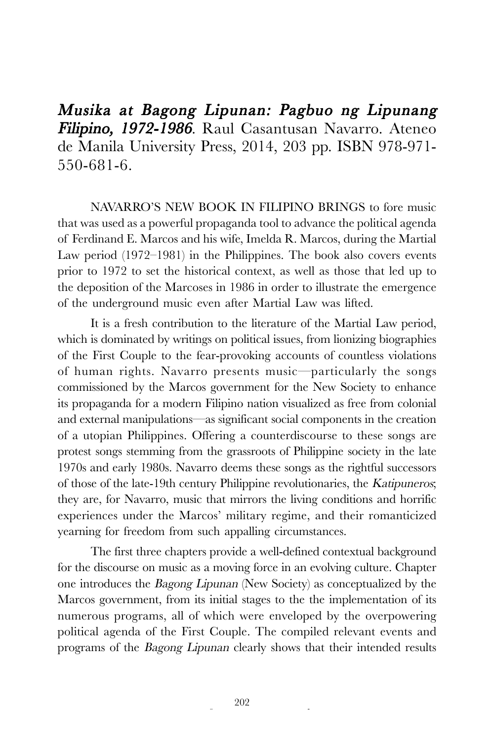*Musika at Bagong Lipunan: Pagbuo ng Lipunang Filipino, 1972-1986*. Raul Casantusan Navarro. Ateneo de Manila University Press, 2014, 203 pp. ISBN 978-971-550-681-6.

NAVARRO'S NEW BOOK IN FILIPINO BRINGS to fore music that was used as a powerful propaganda tool to advance the political agenda of Ferdinand E. Marcos and his wife, Imelda R. Marcos, during the Martial Law period (1972–1981) in the Philippines. The book also covers events prior to 1972 to set the historical context, as well as those that led up to the deposition of the Marcoses in 1986 in order to illustrate the emergence of the underground music even after Martial Law was lifted.

It is a fresh contribution to the literature of the Martial Law period, which is dominated by writings on political issues, from lionizing biographies of the First Couple to the fear-provoking accounts of countless violations of human rights. Navarro presents music—particularly the songs commissioned by the Marcos government for the New Society to enhance its propaganda for a modern Filipino nation visualized as free from colonial and external manipulations—as significant social components in the creation of a utopian Philippines. Offering a counterdiscourse to these songs are protest songs stemming from the grassroots of Philippine society in the late 1970s and early 1980s. Navarro deems these songs as the rightful successors of those of the late-19th century Philippine revolutionaries, the *Katipuneros*; they are, for Navarro, music that mirrors the living conditions and horrific experiences under the Marcos' military regime, and their romanticized yearning for freedom from such appalling circumstances.

The first three chapters provide a well-defined contextual background for the discourse on music as a moving force in an evolving culture. Chapter one introduces the *Bagong Lipunan* (New Society) as conceptualized by the Marcos government, from its initial stages to the the implementation of its numerous programs, all of which were enveloped by the overpowering political agenda of the First Couple. The compiled relevant events and programs of the *Bagong Lipunan* clearly shows that their intended results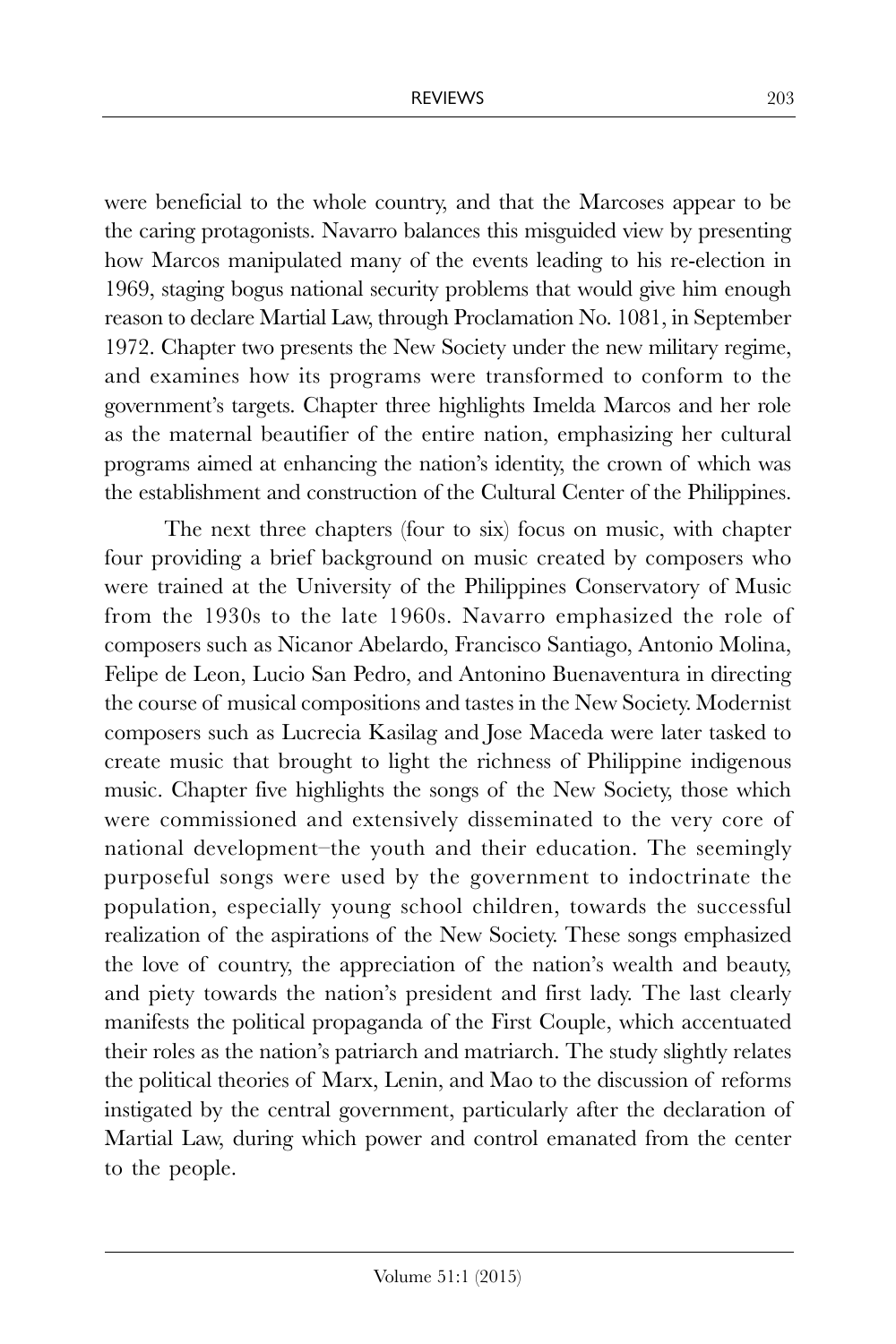were beneficial to the whole country, and that the Marcoses appear to be the caring protagonists. Navarro balances this misguided view by presenting how Marcos manipulated many of the events leading to his re-election in 1969, staging bogus national security problems that would give him enough reason to declare Martial Law, through Proclamation No. 1081, in September 1972. Chapter two presents the New Society under the new military regime, and examines how its programs were transformed to conform to the government's targets. Chapter three highlights Imelda Marcos and her role as the maternal beautifier of the entire nation, emphasizing her cultural programs aimed at enhancing the nation's identity, the crown of which was the establishment and construction of the Cultural Center of the Philippines.

The next three chapters (four to six) focus on music, with chapter four providing a brief background on music created by composers who were trained at the University of the Philippines Conservatory of Music from the 1930s to the late 1960s. Navarro emphasized the role of composers such as Nicanor Abelardo, Francisco Santiago, Antonio Molina, Felipe de Leon, Lucio San Pedro, and Antonino Buenaventura in directing the course of musical compositions and tastes in the New Society. Modernist composers such as Lucrecia Kasilag and Jose Maceda were later tasked to create music that brought to light the richness of Philippine indigenous music. Chapter five highlights the songs of the New Society, those which were commissioned and extensively disseminated to the very core of national development–the youth and their education. The seemingly purposeful songs were used by the government to indoctrinate the population, especially young school children, towards the successful realization of the aspirations of the New Society. These songs emphasized the love of country, the appreciation of the nation's wealth and beauty, and piety towards the nation's president and first lady. The last clearly manifests the political propaganda of the First Couple, which accentuated their roles as the nation's patriarch and matriarch. The study slightly relates the political theories of Marx, Lenin, and Mao to the discussion of reforms instigated by the central government, particularly after the declaration of Martial Law, during which power and control emanated from the center to the people.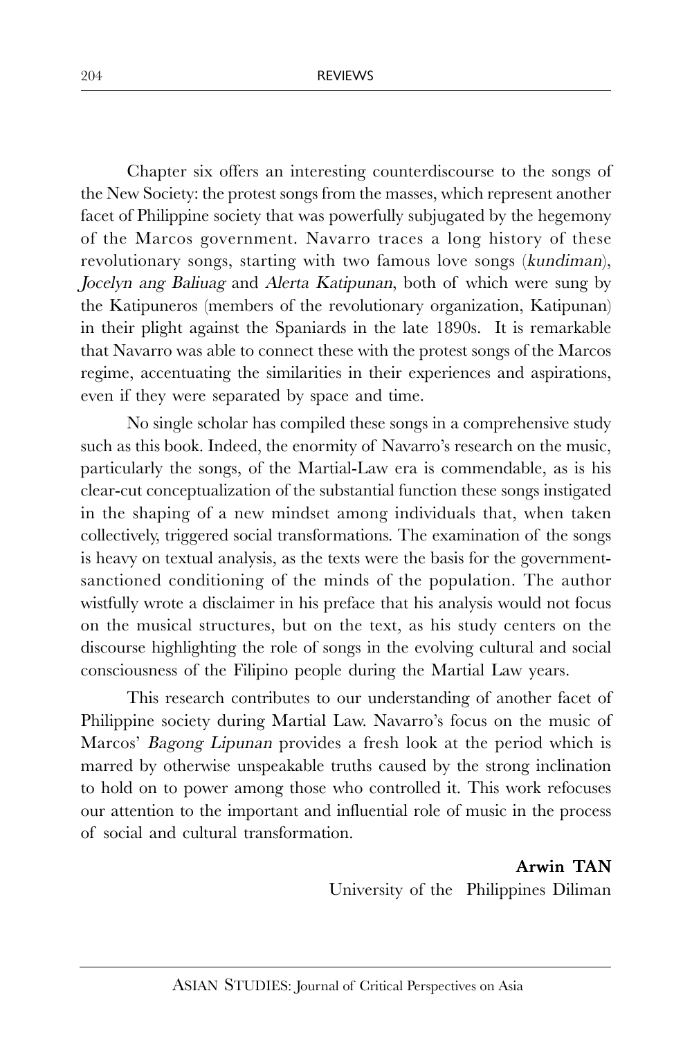Chapter six offers an interesting counterdiscourse to the songs of the New Society: the protest songs from the masses, which represent another facet of Philippine society that was powerfully subjugated by the hegemony of the Marcos government. Navarro traces a long history of these revolutionary songs, starting with two famous love songs (*kundiman*), *Jocelyn ang Baliuag* and *Alerta Katipunan*, both of which were sung by the Katipuneros (members of the revolutionary organization, Katipunan) in their plight against the Spaniards in the late 1890s. It is remarkable that Navarro was able to connect these with the protest songs of the Marcos regime, accentuating the similarities in their experiences and aspirations, even if they were separated by space and time.

No single scholar has compiled these songs in a comprehensive study such as this book. Indeed, the enormity of Navarro's research on the music, particularly the songs, of the Martial-Law era is commendable, as is his clear-cut conceptualization of the substantial function these songs instigated in the shaping of a new mindset among individuals that, when taken collectively, triggered social transformations. The examination of the songs is heavy on textual analysis, as the texts were the basis for the government-sanctioned conditioning of the minds of the population. The author wistfully wrote a disclaimer in his preface that his analysis would not focus on the musical structures, but on the text, as his study centers on the discourse highlighting the role of songs in the evolving cultural and social consciousness of the Filipino people during the Martial Law years.

This research contributes to our understanding of another facet of Philippine society during Martial Law. Navarro's focus on the music of Marcos' *Bagong Lipunan* provides a fresh look at the period which is marred by otherwise unspeakable truths caused by the strong inclination to hold on to power among those who controlled it. This work refocuses our attention to the important and influential role of music in the process of social and cultural transformation.

**Arwin TAN**
University of the Philippines Diliman